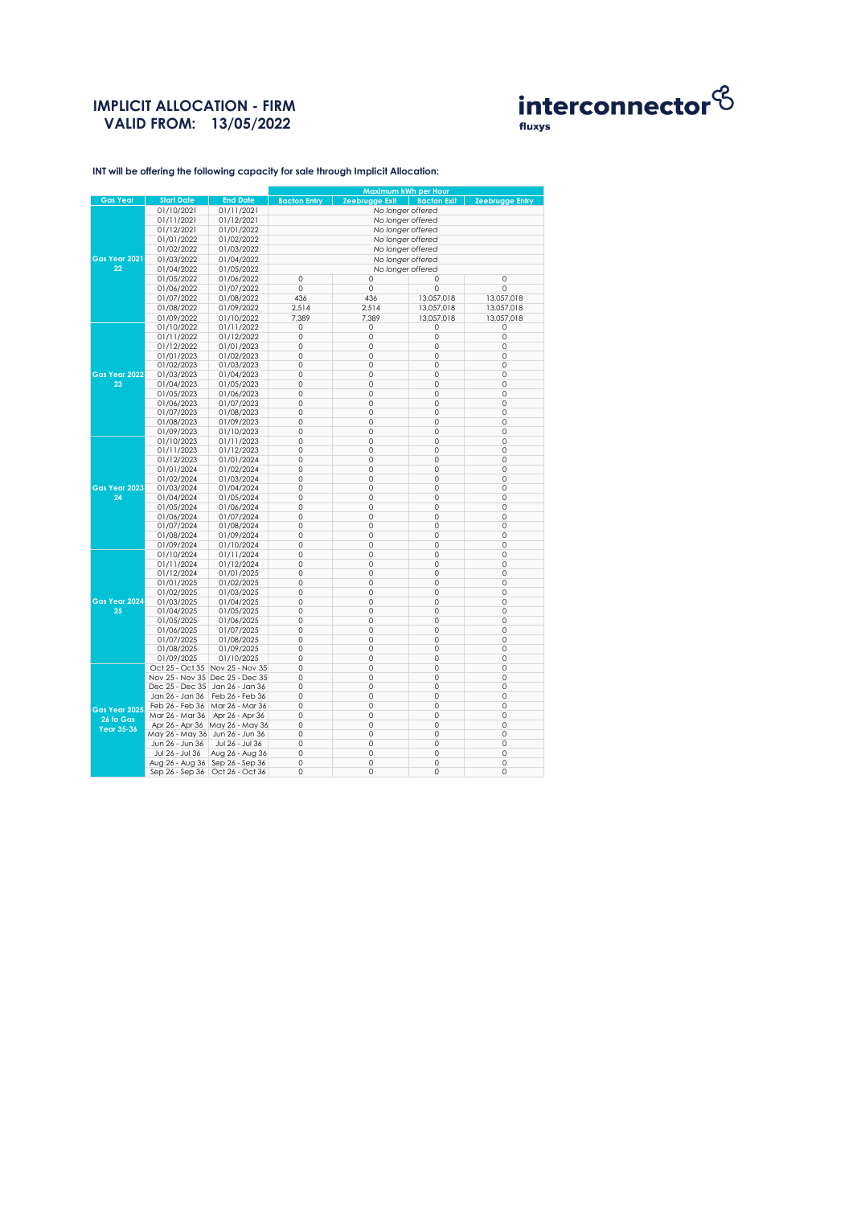# IMPLICIT ALLOCATION - FIRM
# VALID FROM: 13/05/2022

interconnector fluxys

INT will be offering the following capacity for sale through Implicit Allocation:

| Gas Year | Start Date | End Date | Maximum kWh per Hour | | | |
|---|---|---|---|---|---|---|
| | | | Bacton Entry | Zeebrugge Exit | Bacton Exit | Zeebrugge Entry |
| Gas Year 2021-22 | 01/10/2021 | 01/11/2021 | *No longer offered* | | | |
| | 01/11/2021 | 01/12/2021 | *No longer offered* | | | |
| | 01/12/2021 | 01/01/2022 | *No longer offered* | | | |
| | 01/01/2022 | 01/02/2022 | *No longer offered* | | | |
| | 01/02/2022 | 01/03/2022 | *No longer offered* | | | |
| | 01/03/2022 | 01/04/2022 | *No longer offered* | | | |
| | 01/04/2022 | 01/05/2022 | *No longer offered* | | | |
| | 01/05/2022 | 01/06/2022 | 0 | 0 | 0 | 0 |
| | 01/06/2022 | 01/07/2022 | 0 | 0 | 0 | 0 |
| | 01/07/2022 | 01/08/2022 | 436 | 436 | 13,057,018 | 13,057,018 |
| | 01/08/2022 | 01/09/2022 | 2,514 | 2,514 | 13,057,018 | 13,057,018 |
| | 01/09/2022 | 01/10/2022 | 7,389 | 7,389 | 13,057,018 | 13,057,018 |
| Gas Year 2022-23 | 01/10/2022 | 01/11/2022 | 0 | 0 | 0 | 0 |
| | 01/11/2022 | 01/12/2022 | 0 | 0 | 0 | 0 |
| | 01/12/2022 | 01/01/2023 | 0 | 0 | 0 | 0 |
| | 01/01/2023 | 01/02/2023 | 0 | 0 | 0 | 0 |
| | 01/02/2023 | 01/03/2023 | 0 | 0 | 0 | 0 |
| | 01/03/2023 | 01/04/2023 | 0 | 0 | 0 | 0 |
| | 01/04/2023 | 01/05/2023 | 0 | 0 | 0 | 0 |
| | 01/05/2023 | 01/06/2023 | 0 | 0 | 0 | 0 |
| | 01/06/2023 | 01/07/2023 | 0 | 0 | 0 | 0 |
| | 01/07/2023 | 01/08/2023 | 0 | 0 | 0 | 0 |
| | 01/08/2023 | 01/09/2023 | 0 | 0 | 0 | 0 |
| | 01/09/2023 | 01/10/2023 | 0 | 0 | 0 | 0 |
| Gas Year 2023-24 | 01/10/2023 | 01/11/2023 | 0 | 0 | 0 | 0 |
| | 01/11/2023 | 01/12/2023 | 0 | 0 | 0 | 0 |
| | 01/12/2023 | 01/01/2024 | 0 | 0 | 0 | 0 |
| | 01/01/2024 | 01/02/2024 | 0 | 0 | 0 | 0 |
| | 01/02/2024 | 01/03/2024 | 0 | 0 | 0 | 0 |
| | 01/03/2024 | 01/04/2024 | 0 | 0 | 0 | 0 |
| | 01/04/2024 | 01/05/2024 | 0 | 0 | 0 | 0 |
| | 01/05/2024 | 01/06/2024 | 0 | 0 | 0 | 0 |
| | 01/06/2024 | 01/07/2024 | 0 | 0 | 0 | 0 |
| | 01/07/2024 | 01/08/2024 | 0 | 0 | 0 | 0 |
| | 01/08/2024 | 01/09/2024 | 0 | 0 | 0 | 0 |
| | 01/09/2024 | 01/10/2024 | 0 | 0 | 0 | 0 |
| Gas Year 2024-25 | 01/10/2024 | 01/11/2024 | 0 | 0 | 0 | 0 |
| | 01/11/2024 | 01/12/2024 | 0 | 0 | 0 | 0 |
| | 01/12/2024 | 01/01/2025 | 0 | 0 | 0 | 0 |
| | 01/01/2025 | 01/02/2025 | 0 | 0 | 0 | 0 |
| | 01/02/2025 | 01/03/2025 | 0 | 0 | 0 | 0 |
| | 01/03/2025 | 01/04/2025 | 0 | 0 | 0 | 0 |
| | 01/04/2025 | 01/05/2025 | 0 | 0 | 0 | 0 |
| | 01/05/2025 | 01/06/2025 | 0 | 0 | 0 | 0 |
| | 01/06/2025 | 01/07/2025 | 0 | 0 | 0 | 0 |
| | 01/07/2025 | 01/08/2025 | 0 | 0 | 0 | 0 |
| | 01/08/2025 | 01/09/2025 | 0 | 0 | 0 | 0 |
| | 01/09/2025 | 01/10/2025 | 0 | 0 | 0 | 0 |
| Gas Year 2025-26 to Gas Year 35-36 | Oct 25 - Oct 35 | Nov 25 - Nov 35 | 0 | 0 | 0 | 0 |
| | Nov 25 - Nov 35 | Dec 25 - Dec 35 | 0 | 0 | 0 | 0 |
| | Dec 25 - Dec 35 | Jan 26 - Jan 36 | 0 | 0 | 0 | 0 |
| | Jan 26 - Jan 36 | Feb 26 - Feb 36 | 0 | 0 | 0 | 0 |
| | Feb 26 - Feb 36 | Mar 26 - Mar 36 | 0 | 0 | 0 | 0 |
| | Mar 26 - Mar 36 | Apr 26 - Apr 36 | 0 | 0 | 0 | 0 |
| | Apr 26 - Apr 36 | May 26 - May 36 | 0 | 0 | 0 | 0 |
| | May 26 - May 36 | Jun 26 - Jun 36 | 0 | 0 | 0 | 0 |
| | Jun 26 - Jun 36 | Jul 26 - Jul 36 | 0 | 0 | 0 | 0 |
| | Jul 26 - Jul 36 | Aug 26 - Aug 36 | 0 | 0 | 0 | 0 |
| | Aug 26 - Aug 36 | Sep 26 - Sep 36 | 0 | 0 | 0 | 0 |
| | Sep 26 - Sep 36 | Oct 26 - Oct 36 | 0 | 0 | 0 | 0 |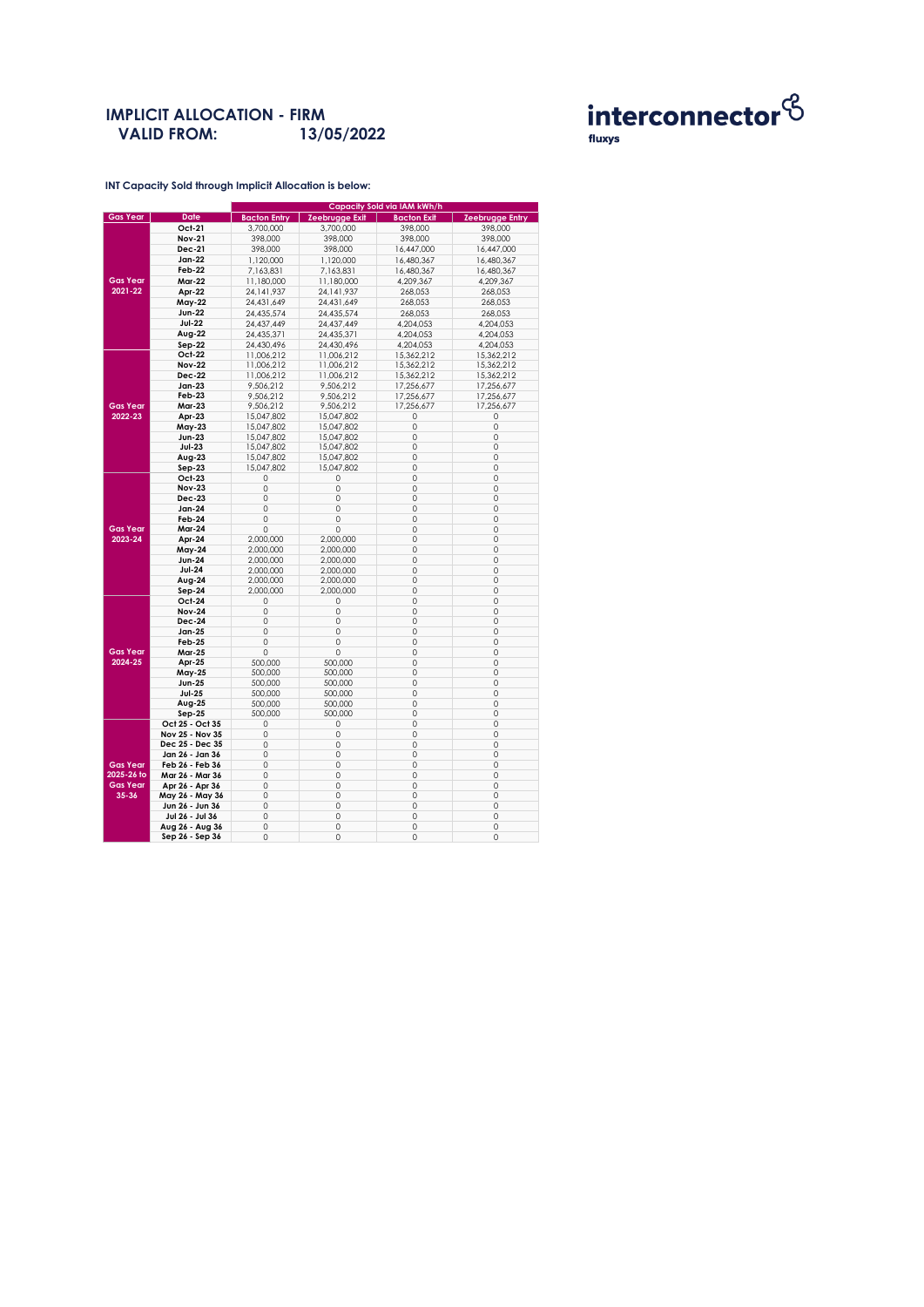# IMPLICIT ALLOCATION - FIRM
## VALID FROM: 13/05/2022

interconnector
fluxys

**INT Capacity Sold through Implicit Allocation is below:**

| | | Capacity Sold via IAM kWh/h | | | |
|---|---|---|---|---|---|
| Gas Year | Date | Bacton Entry | Zeebrugge Exit | Bacton Exit | Zeebrugge Entry |
| Gas Year 2021-22 | Oct-21 | 3,700,000 | 3,700,000 | 398,000 | 398,000 |
| | Nov-21 | 398,000 | 398,000 | 398,000 | 398,000 |
| | Dec-21 | 398,000 | 398,000 | 16,447,000 | 16,447,000 |
| | Jan-22 | 1,120,000 | 1,120,000 | 16,480,367 | 16,480,367 |
| | Feb-22 | 7,163,831 | 7,163,831 | 16,480,367 | 16,480,367 |
| | Mar-22 | 11,180,000 | 11,180,000 | 4,209,367 | 4,209,367 |
| | Apr-22 | 24,141,937 | 24,141,937 | 268,053 | 268,053 |
| | May-22 | 24,431,649 | 24,431,649 | 268,053 | 268,053 |
| | Jun-22 | 24,435,574 | 24,435,574 | 268,053 | 268,053 |
| | Jul-22 | 24,437,449 | 24,437,449 | 4,204,053 | 4,204,053 |
| | Aug-22 | 24,435,371 | 24,435,371 | 4,204,053 | 4,204,053 |
| | Sep-22 | 24,430,496 | 24,430,496 | 4,204,053 | 4,204,053 |
| Gas Year 2022-23 | Oct-22 | 11,006,212 | 11,006,212 | 15,362,212 | 15,362,212 |
| | Nov-22 | 11,006,212 | 11,006,212 | 15,362,212 | 15,362,212 |
| | Dec-22 | 11,006,212 | 11,006,212 | 15,362,212 | 15,362,212 |
| | Jan-23 | 9,506,212 | 9,506,212 | 17,256,677 | 17,256,677 |
| | Feb-23 | 9,506,212 | 9,506,212 | 17,256,677 | 17,256,677 |
| | Mar-23 | 9,506,212 | 9,506,212 | 17,256,677 | 17,256,677 |
| | Apr-23 | 15,047,802 | 15,047,802 | 0 | 0 |
| | May-23 | 15,047,802 | 15,047,802 | 0 | 0 |
| | Jun-23 | 15,047,802 | 15,047,802 | 0 | 0 |
| | Jul-23 | 15,047,802 | 15,047,802 | 0 | 0 |
| | Aug-23 | 15,047,802 | 15,047,802 | 0 | 0 |
| | Sep-23 | 15,047,802 | 15,047,802 | 0 | 0 |
| Gas Year 2023-24 | Oct-23 | 0 | 0 | 0 | 0 |
| | Nov-23 | 0 | 0 | 0 | 0 |
| | Dec-23 | 0 | 0 | 0 | 0 |
| | Jan-24 | 0 | 0 | 0 | 0 |
| | Feb-24 | 0 | 0 | 0 | 0 |
| | Mar-24 | 0 | 0 | 0 | 0 |
| | Apr-24 | 2,000,000 | 2,000,000 | 0 | 0 |
| | May-24 | 2,000,000 | 2,000,000 | 0 | 0 |
| | Jun-24 | 2,000,000 | 2,000,000 | 0 | 0 |
| | Jul-24 | 2,000,000 | 2,000,000 | 0 | 0 |
| | Aug-24 | 2,000,000 | 2,000,000 | 0 | 0 |
| | Sep-24 | 2,000,000 | 2,000,000 | 0 | 0 |
| Gas Year 2024-25 | Oct-24 | 0 | 0 | 0 | 0 |
| | Nov-24 | 0 | 0 | 0 | 0 |
| | Dec-24 | 0 | 0 | 0 | 0 |
| | Jan-25 | 0 | 0 | 0 | 0 |
| | Feb-25 | 0 | 0 | 0 | 0 |
| | Mar-25 | 0 | 0 | 0 | 0 |
| | Apr-25 | 500,000 | 500,000 | 0 | 0 |
| | May-25 | 500,000 | 500,000 | 0 | 0 |
| | Jun-25 | 500,000 | 500,000 | 0 | 0 |
| | Jul-25 | 500,000 | 500,000 | 0 | 0 |
| | Aug-25 | 500,000 | 500,000 | 0 | 0 |
| | Sep-25 | 500,000 | 500,000 | 0 | 0 |
| Gas Year 2025-26 to Gas Year 35-36 | Oct 25 - Oct 35 | 0 | 0 | 0 | 0 |
| | Nov 25 - Nov 35 | 0 | 0 | 0 | 0 |
| | Dec 25 - Dec 35 | 0 | 0 | 0 | 0 |
| | Jan 26 - Jan 36 | 0 | 0 | 0 | 0 |
| | Feb 26 - Feb 36 | 0 | 0 | 0 | 0 |
| | Mar 26 - Mar 36 | 0 | 0 | 0 | 0 |
| | Apr 26 - Apr 36 | 0 | 0 | 0 | 0 |
| | May 26 - May 36 | 0 | 0 | 0 | 0 |
| | Jun 26 - Jun 36 | 0 | 0 | 0 | 0 |
| | Jul 26 - Jul 36 | 0 | 0 | 0 | 0 |
| | Aug 26 - Aug 36 | 0 | 0 | 0 | 0 |
| | Sep 26 - Sep 36 | 0 | 0 | 0 | 0 |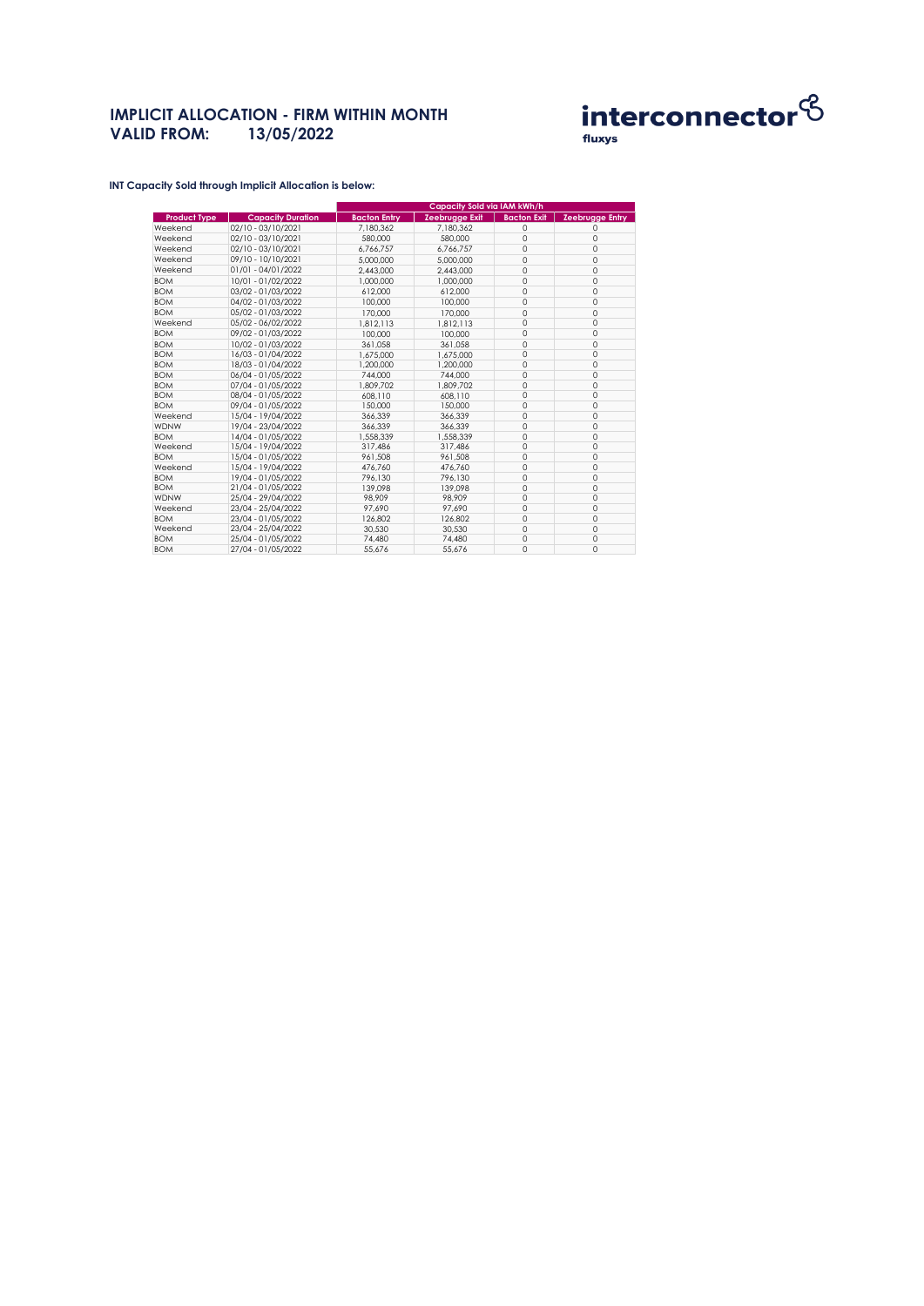# IMPLICIT ALLOCATION - FIRM WITHIN MONTH
# VALID FROM: 13/05/2022

interconnector fluxys

**INT Capacity Sold through Implicit Allocation is below:**

| Product Type | Capacity Duration | Capacity Sold via IAM kWh/h | | | |
|---|---|---|---|---|---|
| | | Bacton Entry | Zeebrugge Exit | Bacton Exit | Zeebrugge Entry |
| Weekend | 02/10 - 03/10/2021 | 7,180,362 | 7,180,362 | 0 | 0 |
| Weekend | 02/10 - 03/10/2021 | 580,000 | 580,000 | 0 | 0 |
| Weekend | 02/10 - 03/10/2021 | 6,766,757 | 6,766,757 | 0 | 0 |
| Weekend | 09/10 - 10/10/2021 | 5,000,000 | 5,000,000 | 0 | 0 |
| Weekend | 01/01 - 04/01/2022 | 2,443,000 | 2,443,000 | 0 | 0 |
| BOM | 10/01 - 01/02/2022 | 1,000,000 | 1,000,000 | 0 | 0 |
| BOM | 03/02 - 01/03/2022 | 612,000 | 612,000 | 0 | 0 |
| BOM | 04/02 - 01/03/2022 | 100,000 | 100,000 | 0 | 0 |
| BOM | 05/02 - 01/03/2022 | 170,000 | 170,000 | 0 | 0 |
| Weekend | 05/02 - 06/02/2022 | 1,812,113 | 1,812,113 | 0 | 0 |
| BOM | 09/02 - 01/03/2022 | 100,000 | 100,000 | 0 | 0 |
| BOM | 10/02 - 01/03/2022 | 361,058 | 361,058 | 0 | 0 |
| BOM | 16/03 - 01/04/2022 | 1,675,000 | 1,675,000 | 0 | 0 |
| BOM | 18/03 - 01/04/2022 | 1,200,000 | 1,200,000 | 0 | 0 |
| BOM | 06/04 - 01/05/2022 | 744,000 | 744,000 | 0 | 0 |
| BOM | 07/04 - 01/05/2022 | 1,809,702 | 1,809,702 | 0 | 0 |
| BOM | 08/04 - 01/05/2022 | 608,110 | 608,110 | 0 | 0 |
| BOM | 09/04 - 01/05/2022 | 150,000 | 150,000 | 0 | 0 |
| Weekend | 15/04 - 19/04/2022 | 366,339 | 366,339 | 0 | 0 |
| WDNW | 19/04 - 23/04/2022 | 366,339 | 366,339 | 0 | 0 |
| BOM | 14/04 - 01/05/2022 | 1,558,339 | 1,558,339 | 0 | 0 |
| Weekend | 15/04 - 19/04/2022 | 317,486 | 317,486 | 0 | 0 |
| BOM | 15/04 - 01/05/2022 | 961,508 | 961,508 | 0 | 0 |
| Weekend | 15/04 - 19/04/2022 | 476,760 | 476,760 | 0 | 0 |
| BOM | 19/04 - 01/05/2022 | 796,130 | 796,130 | 0 | 0 |
| BOM | 21/04 - 01/05/2022 | 139,098 | 139,098 | 0 | 0 |
| WDNW | 25/04 - 29/04/2022 | 98,909 | 98,909 | 0 | 0 |
| Weekend | 23/04 - 25/04/2022 | 97,690 | 97,690 | 0 | 0 |
| BOM | 23/04 - 01/05/2022 | 126,802 | 126,802 | 0 | 0 |
| Weekend | 23/04 - 25/04/2022 | 30,530 | 30,530 | 0 | 0 |
| BOM | 25/04 - 01/05/2022 | 74,480 | 74,480 | 0 | 0 |
| BOM | 27/04 - 01/05/2022 | 55,676 | 55,676 | 0 | 0 |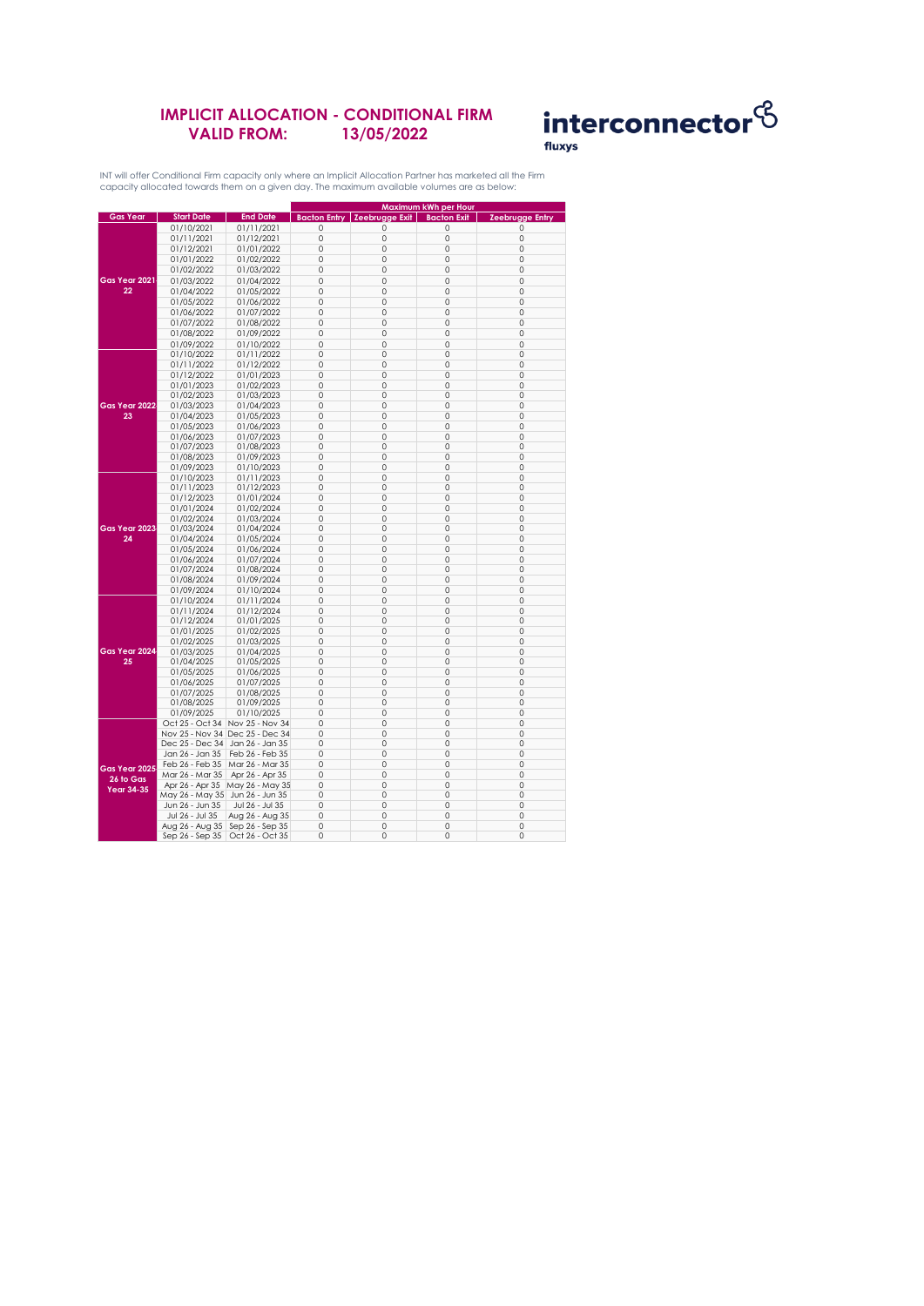# IMPLICIT ALLOCATION - CONDITIONAL FIRM
## VALID FROM: 13/05/2022

interconnector
fluxys

INT will offer Conditional Firm capacity only where an Implicit Allocation Partner has marketed all the Firm capacity allocated towards them on a given day. The maximum available volumes are as below:

| Gas Year | Start Date | End Date | Maximum kWh per Hour | | | |
|---|---|---|---|---|---|---|
| | | | Bacton Entry | Zeebrugge Exit | Bacton Exit | Zeebrugge Entry |
| Gas Year 2021-22 | 01/10/2021 | 01/11/2021 | 0 | 0 | 0 | 0 |
| | 01/11/2021 | 01/12/2021 | 0 | 0 | 0 | 0 |
| | 01/12/2021 | 01/01/2022 | 0 | 0 | 0 | 0 |
| | 01/01/2022 | 01/02/2022 | 0 | 0 | 0 | 0 |
| | 01/02/2022 | 01/03/2022 | 0 | 0 | 0 | 0 |
| | 01/03/2022 | 01/04/2022 | 0 | 0 | 0 | 0 |
| | 01/04/2022 | 01/05/2022 | 0 | 0 | 0 | 0 |
| | 01/05/2022 | 01/06/2022 | 0 | 0 | 0 | 0 |
| | 01/06/2022 | 01/07/2022 | 0 | 0 | 0 | 0 |
| | 01/07/2022 | 01/08/2022 | 0 | 0 | 0 | 0 |
| | 01/08/2022 | 01/09/2022 | 0 | 0 | 0 | 0 |
| | 01/09/2022 | 01/10/2022 | 0 | 0 | 0 | 0 |
| Gas Year 2022-23 | 01/10/2022 | 01/11/2022 | 0 | 0 | 0 | 0 |
| | 01/11/2022 | 01/12/2022 | 0 | 0 | 0 | 0 |
| | 01/12/2022 | 01/01/2023 | 0 | 0 | 0 | 0 |
| | 01/01/2023 | 01/02/2023 | 0 | 0 | 0 | 0 |
| | 01/02/2023 | 01/03/2023 | 0 | 0 | 0 | 0 |
| | 01/03/2023 | 01/04/2023 | 0 | 0 | 0 | 0 |
| | 01/04/2023 | 01/05/2023 | 0 | 0 | 0 | 0 |
| | 01/05/2023 | 01/06/2023 | 0 | 0 | 0 | 0 |
| | 01/06/2023 | 01/07/2023 | 0 | 0 | 0 | 0 |
| | 01/07/2023 | 01/08/2023 | 0 | 0 | 0 | 0 |
| | 01/08/2023 | 01/09/2023 | 0 | 0 | 0 | 0 |
| | 01/09/2023 | 01/10/2023 | 0 | 0 | 0 | 0 |
| Gas Year 2023-24 | 01/10/2023 | 01/11/2023 | 0 | 0 | 0 | 0 |
| | 01/11/2023 | 01/12/2023 | 0 | 0 | 0 | 0 |
| | 01/12/2023 | 01/01/2024 | 0 | 0 | 0 | 0 |
| | 01/01/2024 | 01/02/2024 | 0 | 0 | 0 | 0 |
| | 01/02/2024 | 01/03/2024 | 0 | 0 | 0 | 0 |
| | 01/03/2024 | 01/04/2024 | 0 | 0 | 0 | 0 |
| | 01/04/2024 | 01/05/2024 | 0 | 0 | 0 | 0 |
| | 01/05/2024 | 01/06/2024 | 0 | 0 | 0 | 0 |
| | 01/06/2024 | 01/07/2024 | 0 | 0 | 0 | 0 |
| | 01/07/2024 | 01/08/2024 | 0 | 0 | 0 | 0 |
| | 01/08/2024 | 01/09/2024 | 0 | 0 | 0 | 0 |
| | 01/09/2024 | 01/10/2024 | 0 | 0 | 0 | 0 |
| Gas Year 2024-25 | 01/10/2024 | 01/11/2024 | 0 | 0 | 0 | 0 |
| | 01/11/2024 | 01/12/2024 | 0 | 0 | 0 | 0 |
| | 01/12/2024 | 01/01/2025 | 0 | 0 | 0 | 0 |
| | 01/01/2025 | 01/02/2025 | 0 | 0 | 0 | 0 |
| | 01/02/2025 | 01/03/2025 | 0 | 0 | 0 | 0 |
| | 01/03/2025 | 01/04/2025 | 0 | 0 | 0 | 0 |
| | 01/04/2025 | 01/05/2025 | 0 | 0 | 0 | 0 |
| | 01/05/2025 | 01/06/2025 | 0 | 0 | 0 | 0 |
| | 01/06/2025 | 01/07/2025 | 0 | 0 | 0 | 0 |
| | 01/07/2025 | 01/08/2025 | 0 | 0 | 0 | 0 |
| | 01/08/2025 | 01/09/2025 | 0 | 0 | 0 | 0 |
| | 01/09/2025 | 01/10/2025 | 0 | 0 | 0 | 0 |
| Gas Year 2025-26 to Gas Year 34-35 | Oct 25 - Oct 34 | Nov 25 - Nov 34 | 0 | 0 | 0 | 0 |
| | Nov 25 - Nov 34 | Dec 25 - Dec 34 | 0 | 0 | 0 | 0 |
| | Dec 25 - Dec 34 | Jan 26 - Jan 35 | 0 | 0 | 0 | 0 |
| | Jan 26 - Jan 35 | Feb 26 - Feb 35 | 0 | 0 | 0 | 0 |
| | Feb 26 - Feb 35 | Mar 26 - Mar 35 | 0 | 0 | 0 | 0 |
| | Mar 26 - Mar 35 | Apr 26 - Apr 35 | 0 | 0 | 0 | 0 |
| | Apr 26 - Apr 35 | May 26 - May 35 | 0 | 0 | 0 | 0 |
| | May 26 - May 35 | Jun 26 - Jun 35 | 0 | 0 | 0 | 0 |
| | Jun 26 - Jun 35 | Jul 26 - Jul 35 | 0 | 0 | 0 | 0 |
| | Jul 26 - Jul 35 | Aug 26 - Aug 35 | 0 | 0 | 0 | 0 |
| | Aug 26 - Aug 35 | Sep 26 - Sep 35 | 0 | 0 | 0 | 0 |
| | Sep 26 - Sep 35 | Oct 26 - Oct 35 | 0 | 0 | 0 | 0 |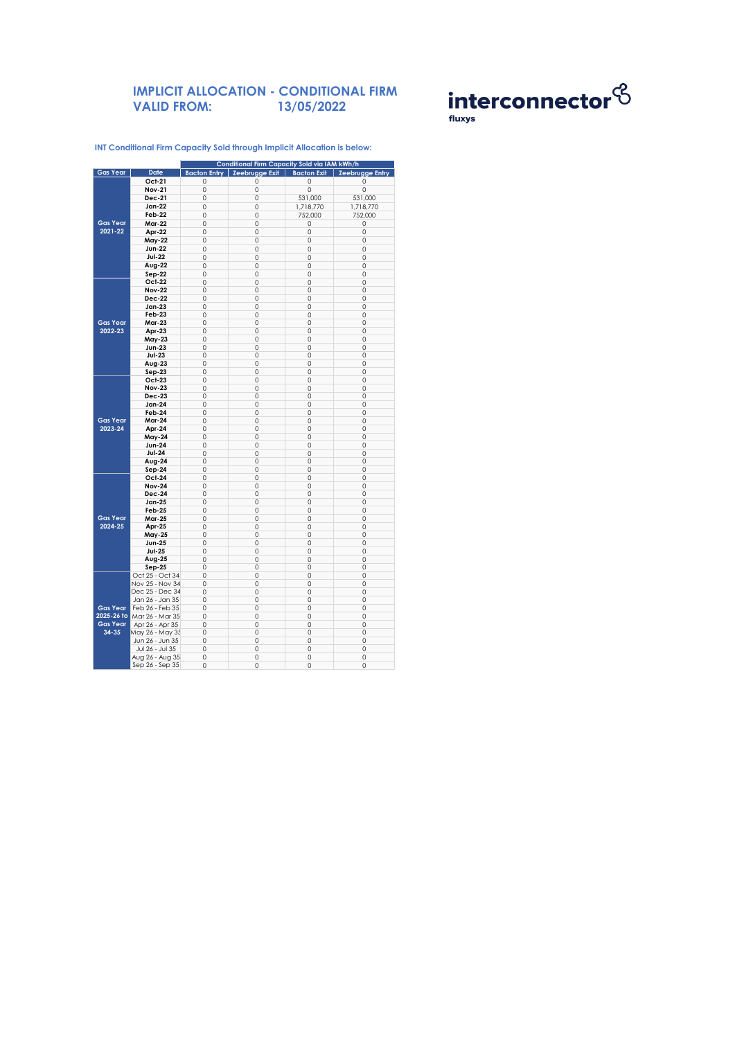# IMPLICIT ALLOCATION - CONDITIONAL FIRM
# VALID FROM: 13/05/2022

interconnector
fluxys

**INT Conditional Firm Capacity Sold through Implicit Allocation is below:**

| | | Conditional Firm Capacity Sold via IAM kWh/h | | | |
|---|---|---|---|---|---|
| Gas Year | Date | Bacton Entry | Zeebrugge Exit | Bacton Exit | Zeebrugge Entry |
| Gas Year 2021-22 | Oct-21 | 0 | 0 | 0 | 0 |
| | Nov-21 | 0 | 0 | 0 | 0 |
| | Dec-21 | 0 | 0 | 531,000 | 531,000 |
| | Jan-22 | 0 | 0 | 1,718,770 | 1,718,770 |
| | Feb-22 | 0 | 0 | 752,000 | 752,000 |
| | Mar-22 | 0 | 0 | 0 | 0 |
| | Apr-22 | 0 | 0 | 0 | 0 |
| | May-22 | 0 | 0 | 0 | 0 |
| | Jun-22 | 0 | 0 | 0 | 0 |
| | Jul-22 | 0 | 0 | 0 | 0 |
| | Aug-22 | 0 | 0 | 0 | 0 |
| | Sep-22 | 0 | 0 | 0 | 0 |
| Gas Year 2022-23 | Oct-22 | 0 | 0 | 0 | 0 |
| | Nov-22 | 0 | 0 | 0 | 0 |
| | Dec-22 | 0 | 0 | 0 | 0 |
| | Jan-23 | 0 | 0 | 0 | 0 |
| | Feb-23 | 0 | 0 | 0 | 0 |
| | Mar-23 | 0 | 0 | 0 | 0 |
| | Apr-23 | 0 | 0 | 0 | 0 |
| | May-23 | 0 | 0 | 0 | 0 |
| | Jun-23 | 0 | 0 | 0 | 0 |
| | Jul-23 | 0 | 0 | 0 | 0 |
| | Aug-23 | 0 | 0 | 0 | 0 |
| | Sep-23 | 0 | 0 | 0 | 0 |
| Gas Year 2023-24 | Oct-23 | 0 | 0 | 0 | 0 |
| | Nov-23 | 0 | 0 | 0 | 0 |
| | Dec-23 | 0 | 0 | 0 | 0 |
| | Jan-24 | 0 | 0 | 0 | 0 |
| | Feb-24 | 0 | 0 | 0 | 0 |
| | Mar-24 | 0 | 0 | 0 | 0 |
| | Apr-24 | 0 | 0 | 0 | 0 |
| | May-24 | 0 | 0 | 0 | 0 |
| | Jun-24 | 0 | 0 | 0 | 0 |
| | Jul-24 | 0 | 0 | 0 | 0 |
| | Aug-24 | 0 | 0 | 0 | 0 |
| | Sep-24 | 0 | 0 | 0 | 0 |
| Gas Year 2024-25 | Oct-24 | 0 | 0 | 0 | 0 |
| | Nov-24 | 0 | 0 | 0 | 0 |
| | Dec-24 | 0 | 0 | 0 | 0 |
| | Jan-25 | 0 | 0 | 0 | 0 |
| | Feb-25 | 0 | 0 | 0 | 0 |
| | Mar-25 | 0 | 0 | 0 | 0 |
| | Apr-25 | 0 | 0 | 0 | 0 |
| | May-25 | 0 | 0 | 0 | 0 |
| | Jun-25 | 0 | 0 | 0 | 0 |
| | Jul-25 | 0 | 0 | 0 | 0 |
| | Aug-25 | 0 | 0 | 0 | 0 |
| | Sep-25 | 0 | 0 | 0 | 0 |
| Gas Year 2025-26 to Gas Year 34-35 | Oct 25 - Oct 34 | 0 | 0 | 0 | 0 |
| | Nov 25 - Nov 34 | 0 | 0 | 0 | 0 |
| | Dec 25 - Dec 34 | 0 | 0 | 0 | 0 |
| | Jan 26 - Jan 35 | 0 | 0 | 0 | 0 |
| | Feb 26 - Feb 35 | 0 | 0 | 0 | 0 |
| | Mar 26 - Mar 35 | 0 | 0 | 0 | 0 |
| | Apr 26 - Apr 35 | 0 | 0 | 0 | 0 |
| | May 26 - May 35 | 0 | 0 | 0 | 0 |
| | Jun 26 - Jun 35 | 0 | 0 | 0 | 0 |
| | Jul 26 - Jul 35 | 0 | 0 | 0 | 0 |
| | Aug 26 - Aug 35 | 0 | 0 | 0 | 0 |
| | Sep 26 - Sep 35 | 0 | 0 | 0 | 0 |